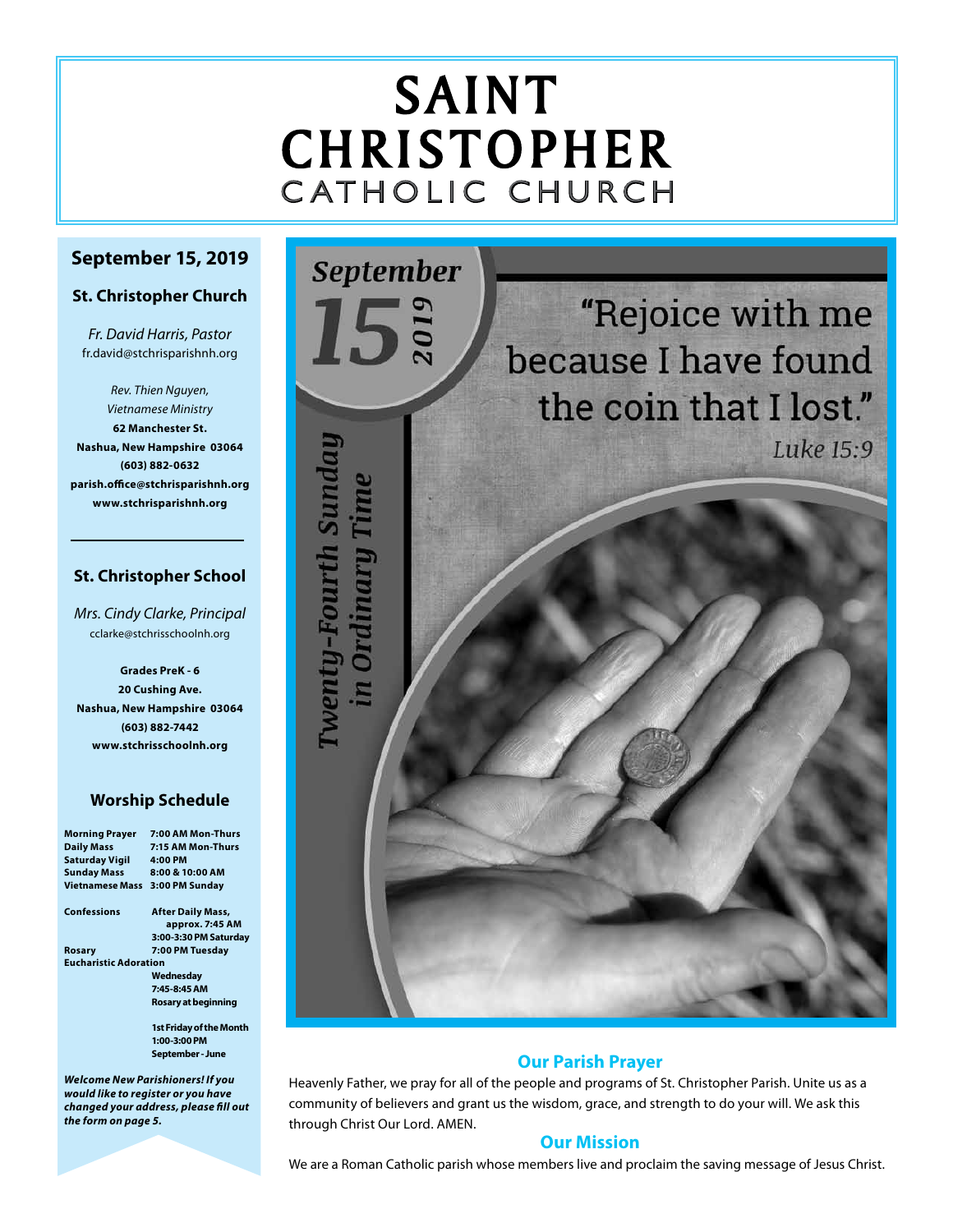# SAINT CHRISTOPHER

## CATHOLIC CHURCH

### September 15, 2019

### St. Christopher Church

*Fr. David Harris, Pastor*
fr.david@stchrisparishnh.org

*Rev. Thien Nguyen,*
*Vietnamese Ministry*
**62 Manchester St.**
**Nashua, New Hampshire 03064**
**(603) 882-0632**
**parish.office@stchrisparishnh.org**
**www.stchrisparishnh.org**

### St. Christopher School

*Mrs. Cindy Clarke, Principal*
cclarke@stchrisschoolnh.org

**Grades PreK - 6**
**20 Cushing Ave.**
**Nashua, New Hampshire 03064**
**(603) 882-7442**
**www.stchrisschoolnh.org**

### Worship Schedule

**Morning Prayer** 7:00 AM Mon-Thurs
**Daily Mass** 7:15 AM Mon-Thurs
**Saturday Vigil** 4:00 PM
**Sunday Mass** 8:00 & 10:00 AM
**Vietnamese Mass** 3:00 PM Sunday

**Confessions** After Daily Mass, approx. 7:45 AM; 3:00-3:30 PM Saturday
**Rosary** 7:00 PM Tuesday
**Eucharistic Adoration** Wednesday 7:45-8:45 AM, Rosary at beginning

1st Friday of the Month 1:00-3:00 PM September - June

***Welcome New Parishioners! If you would like to register or you have changed your address, please fill out the form on page 5.***

September 15 2019

Twenty-Fourth Sunday in Ordinary Time

"Rejoice with me because I have found the coin that I lost."
*Luke 15:9*

## Our Parish Prayer

Heavenly Father, we pray for all of the people and programs of St. Christopher Parish. Unite us as a community of believers and grant us the wisdom, grace, and strength to do your will. We ask this through Christ Our Lord. AMEN.

## Our Mission

We are a Roman Catholic parish whose members live and proclaim the saving message of Jesus Christ.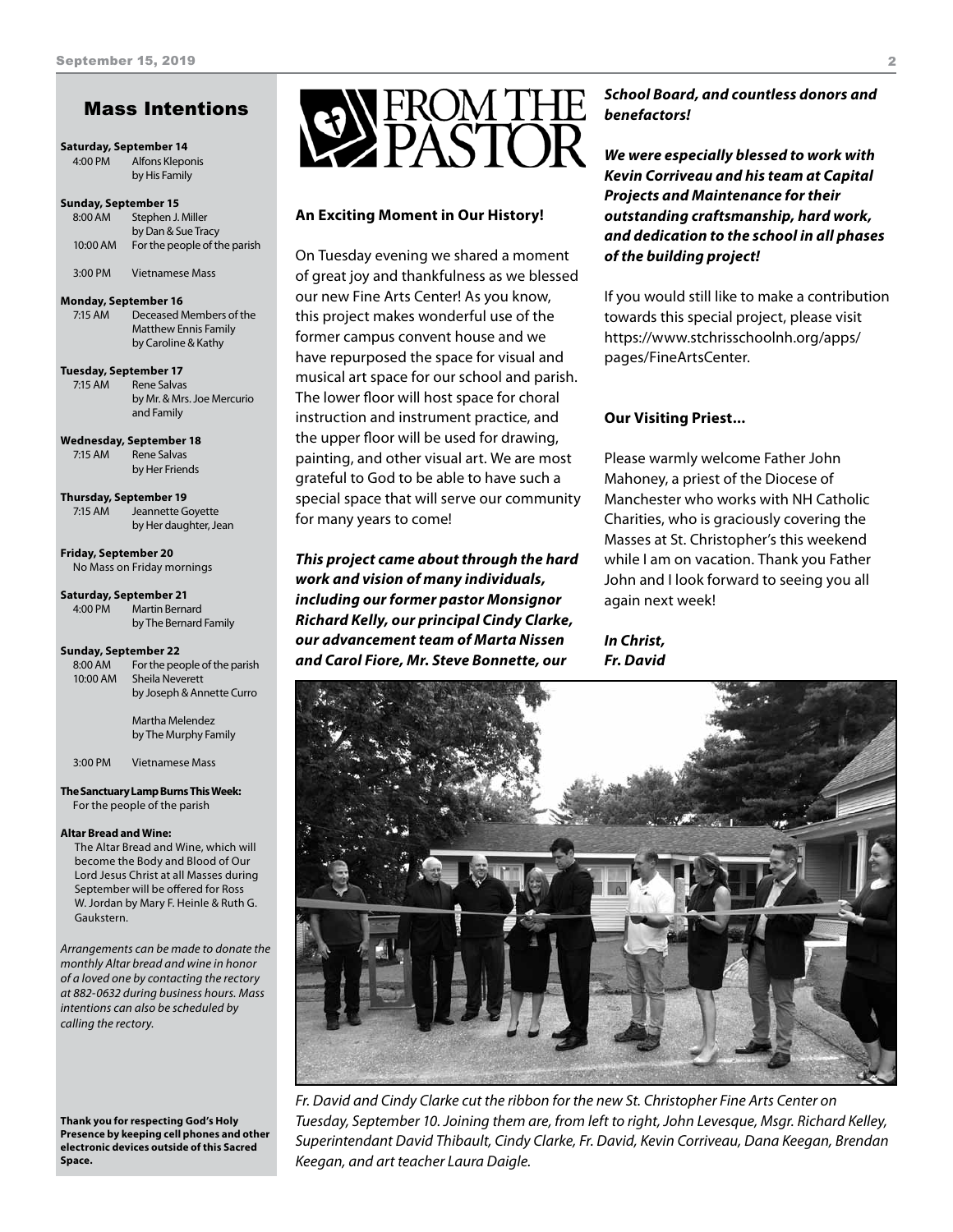## Mass Intentions

**Saturday, September 14**
4:00 PM Alfons Kleponis
by His Family

**Sunday, September 15**
8:00 AM Stephen J. Miller
by Dan & Sue Tracy
10:00 AM For the people of the parish

3:00 PM Vietnamese Mass

**Monday, September 16**
7:15 AM Deceased Members of the Matthew Ennis Family
by Caroline & Kathy

**Tuesday, September 17**
7:15 AM Rene Salvas
by Mr. & Mrs. Joe Mercurio and Family

**Wednesday, September 18**
7:15 AM Rene Salvas
by Her Friends

**Thursday, September 19**
7:15 AM Jeannette Goyette
by Her daughter, Jean

**Friday, September 20**
No Mass on Friday mornings

**Saturday, September 21**
4:00 PM Martin Bernard
by The Bernard Family

**Sunday, September 22**
8:00 AM For the people of the parish
10:00 AM Sheila Neverett
by Joseph & Annette Curro

Martha Melendez
by The Murphy Family

3:00 PM Vietnamese Mass

**The Sanctuary Lamp Burns This Week:**
For the people of the parish

**Altar Bread and Wine:**
The Altar Bread and Wine, which will become the Body and Blood of Our Lord Jesus Christ at all Masses during September will be offered for Ross W. Jordan by Mary F. Heinle & Ruth G. Gaukstern.

*Arrangements can be made to donate the monthly Altar bread and wine in honor of a loved one by contacting the rectory at 882-0632 during business hours. Mass intentions can also be scheduled by calling the rectory.*

**Thank you for respecting God's Holy Presence by keeping cell phones and other electronic devices outside of this Sacred Space.**

# FROM THE PASTOR

### An Exciting Moment in Our History!

On Tuesday evening we shared a moment of great joy and thankfulness as we blessed our new Fine Arts Center! As you know, this project makes wonderful use of the former campus convent house and we have repurposed the space for visual and musical art space for our school and parish. The lower floor will host space for choral instruction and instrument practice, and the upper floor will be used for drawing, painting, and other visual art. We are most grateful to God to be able to have such a special space that will serve our community for many years to come!

***This project came about through the hard work and vision of many individuals, including our former pastor Monsignor Richard Kelly, our principal Cindy Clarke, our advancement team of Marta Nissen and Carol Fiore, Mr. Steve Bonnette, our School Board, and countless donors and benefactors!***

***We were especially blessed to work with Kevin Corriveau and his team at Capital Projects and Maintenance for their outstanding craftsmanship, hard work, and dedication to the school in all phases of the building project!***

If you would still like to make a contribution towards this special project, please visit https://www.stchrisschoolnh.org/apps/pages/FineArtsCenter.

### Our Visiting Priest...

Please warmly welcome Father John Mahoney, a priest of the Diocese of Manchester who works with NH Catholic Charities, who is graciously covering the Masses at St. Christopher's this weekend while I am on vacation. Thank you Father John and I look forward to seeing you all again next week!

***In Christ,***
***Fr. David***

*Fr. David and Cindy Clarke cut the ribbon for the new St. Christopher Fine Arts Center on Tuesday, September 10. Joining them are, from left to right, John Levesque, Msgr. Richard Kelley, Superintendant David Thibault, Cindy Clarke, Fr. David, Kevin Corriveau, Dana Keegan, Brendan Keegan, and art teacher Laura Daigle.*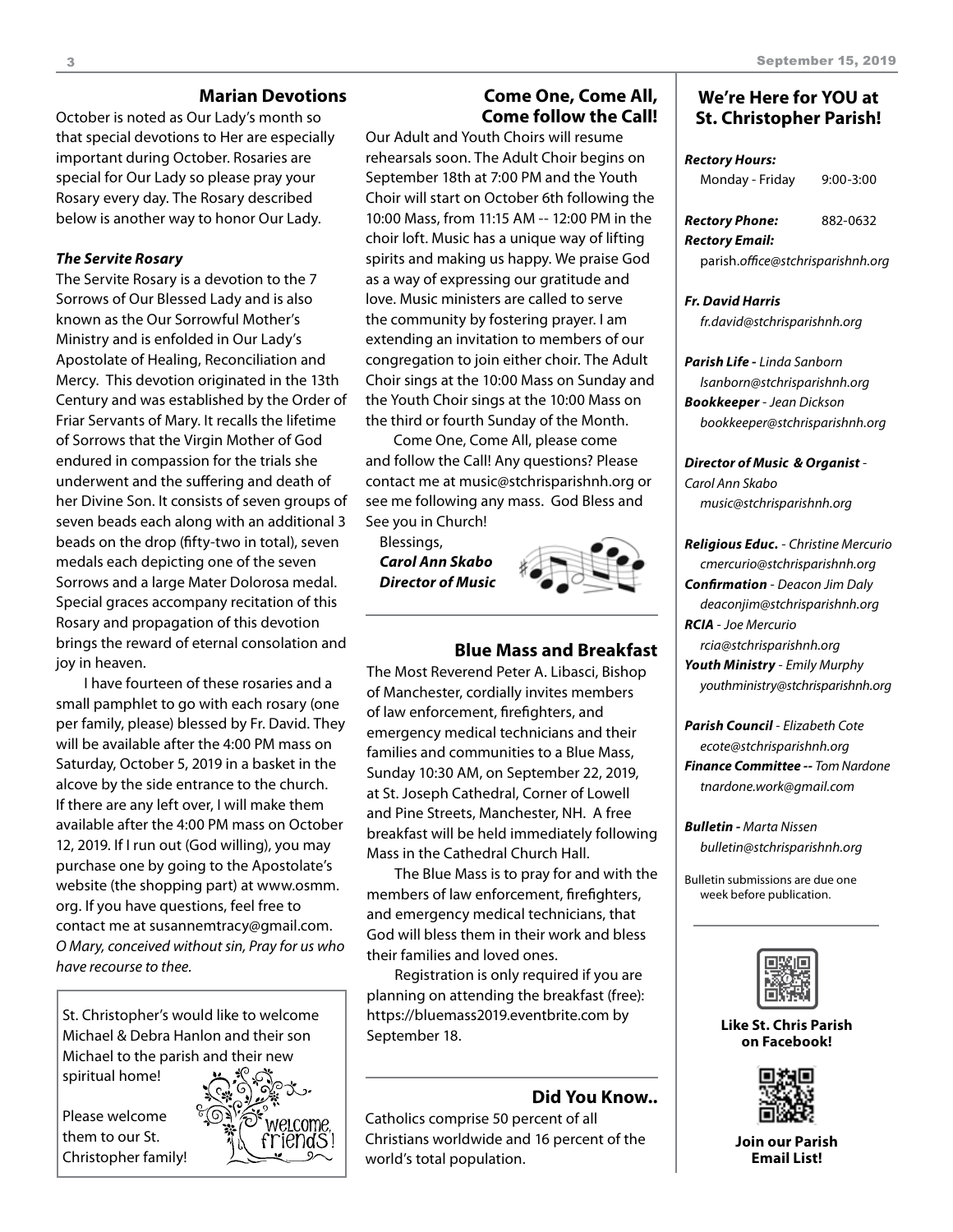## Marian Devotions

October is noted as Our Lady's month so that special devotions to Her are especially important during October. Rosaries are special for Our Lady so please pray your Rosary every day. The Rosary described below is another way to honor Our Lady.

***The Servite Rosary***

The Servite Rosary is a devotion to the 7 Sorrows of Our Blessed Lady and is also known as the Our Sorrowful Mother's Ministry and is enfolded in Our Lady's Apostolate of Healing, Reconciliation and Mercy. This devotion originated in the 13th Century and was established by the Order of Friar Servants of Mary. It recalls the lifetime of Sorrows that the Virgin Mother of God endured in compassion for the trials she underwent and the suffering and death of her Divine Son. It consists of seven groups of seven beads each along with an additional 3 beads on the drop (fifty-two in total), seven medals each depicting one of the seven Sorrows and a large Mater Dolorosa medal. Special graces accompany recitation of this Rosary and propagation of this devotion brings the reward of eternal consolation and joy in heaven.

I have fourteen of these rosaries and a small pamphlet to go with each rosary (one per family, please) blessed by Fr. David. They will be available after the 4:00 PM mass on Saturday, October 5, 2019 in a basket in the alcove by the side entrance to the church. If there are any left over, I will make them available after the 4:00 PM mass on October 12, 2019. If I run out (God willing), you may purchase one by going to the Apostolate's website (the shopping part) at www.osmm.org. If you have questions, feel free to contact me at susannemtracy@gmail.com. *O Mary, conceived without sin, Pray for us who have recourse to thee.*

St. Christopher's would like to welcome Michael & Debra Hanlon and their son Michael to the parish and their new spiritual home!

Please welcome them to our St. Christopher family!

## Come One, Come All, Come follow the Call!

Our Adult and Youth Choirs will resume rehearsals soon. The Adult Choir begins on September 18th at 7:00 PM and the Youth Choir will start on October 6th following the 10:00 Mass, from 11:15 AM -- 12:00 PM in the choir loft. Music has a unique way of lifting spirits and making us happy. We praise God as a way of expressing our gratitude and love. Music ministers are called to serve the community by fostering prayer. I am extending an invitation to members of our congregation to join either choir. The Adult Choir sings at the 10:00 Mass on Sunday and the Youth Choir sings at the 10:00 Mass on the third or fourth Sunday of the Month.

Come One, Come All, please come and follow the Call! Any questions? Please contact me at music@stchrisparishnh.org or see me following any mass. God Bless and See you in Church!

Blessings,
***Carol Ann Skabo***
***Director of Music***

## Blue Mass and Breakfast

The Most Reverend Peter A. Libasci, Bishop of Manchester, cordially invites members of law enforcement, firefighters, and emergency medical technicians and their families and communities to a Blue Mass, Sunday 10:30 AM, on September 22, 2019, at St. Joseph Cathedral, Corner of Lowell and Pine Streets, Manchester, NH. A free breakfast will be held immediately following Mass in the Cathedral Church Hall.

The Blue Mass is to pray for and with the members of law enforcement, firefighters, and emergency medical technicians, that God will bless them in their work and bless their families and loved ones.

Registration is only required if you are planning on attending the breakfast (free): https://bluemass2019.eventbrite.com by September 18.

## Did You Know..

Catholics comprise 50 percent of all Christians worldwide and 16 percent of the world's total population.

## We're Here for YOU at St. Christopher Parish!

***Rectory Hours:***
Monday - Friday 9:00-3:00

***Rectory Phone:*** 882-0632
***Rectory Email:***
parish.*office@stchrisparishnh.org*

***Fr. David Harris***
*fr.david@stchrisparishnh.org*

***Parish Life -*** *Linda Sanborn*
*lsanborn@stchrisparishnh.org*
***Bookkeeper*** *- Jean Dickson*
*bookkeeper@stchrisparishnh.org*

***Director of Music & Organist*** *- Carol Ann Skabo*
*music@stchrisparishnh.org*

***Religious Educ.*** *- Christine Mercurio*
*cmercurio@stchrisparishnh.org*
***Confirmation*** *- Deacon Jim Daly*
*deaconjim@stchrisparishnh.org*
***RCIA*** *- Joe Mercurio*
*rcia@stchrisparishnh.org*
***Youth Ministry*** *- Emily Murphy*
*youthministry@stchrisparishnh.org*

***Parish Council*** *- Elizabeth Cote*
*ecote@stchrisparishnh.org*
***Finance Committee --*** *Tom Nardone*
*tnardone.work@gmail.com*

***Bulletin -*** *Marta Nissen*
*bulletin@stchrisparishnh.org*

Bulletin submissions are due one week before publication.

**Like St. Chris Parish on Facebook!**

**Join our Parish Email List!**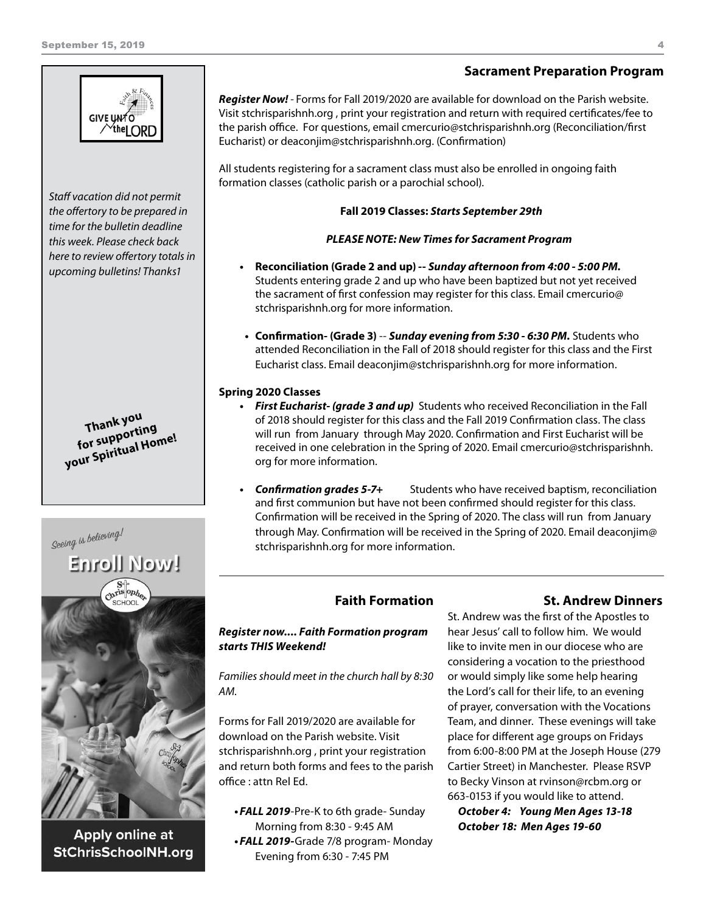GIVE UNTO the LORD

Faith & Finances

*Staff vacation did not permit the offertory to be prepared in time for the bulletin deadline this week. Please check back here to review offertory totals in upcoming bulletins! Thanks1*

**Thank you for supporting your Spiritual Home!**

Seeing is believing!

**Enroll Now!**

St. Christopher SCHOOL

**Apply online at StChrisSchoolNH.org**

## Sacrament Preparation Program

***Register Now!*** - Forms for Fall 2019/2020 are available for download on the Parish website. Visit stchrisparishnh.org , print your registration and return with required certificates/fee to the parish office. For questions, email cmercurio@stchrisparishnh.org (Reconciliation/first Eucharist) or deaconjim@stchrisparishnh.org. (Confirmation)

All students registering for a sacrament class must also be enrolled in ongoing faith formation classes (catholic parish or a parochial school).

**Fall 2019 Classes: *Starts September 29th***

***PLEASE NOTE: New Times for Sacrament Program***

- **Reconciliation (Grade 2 and up) -- *Sunday afternoon from 4:00 - 5:00 PM.*** Students entering grade 2 and up who have been baptized but not yet received the sacrament of first confession may register for this class. Email cmercurio@stchrisparishnh.org for more information.
- **Confirmation- (Grade 3)** -- ***Sunday evening from 5:30 - 6:30 PM.*** Students who attended Reconciliation in the Fall of 2018 should register for this class and the First Eucharist class. Email deaconjim@stchrisparishnh.org for more information.

**Spring 2020 Classes**

- ***First Eucharist- (grade 3 and up)*** Students who received Reconciliation in the Fall of 2018 should register for this class and the Fall 2019 Confirmation class. The class will run from January through May 2020. Confirmation and First Eucharist will be received in one celebration in the Spring of 2020. Email cmercurio@stchrisparishnh.org for more information.
- ***Confirmation grades 5-7+*** Students who have received baptism, reconciliation and first communion but have not been confirmed should register for this class. Confirmation will be received in the Spring of 2020. The class will run from January through May. Confirmation will be received in the Spring of 2020. Email deaconjim@stchrisparishnh.org for more information.

## Faith Formation

***Register now.... Faith Formation program starts THIS Weekend!***

*Families should meet in the church hall by 8:30 AM.*

Forms for Fall 2019/2020 are available for download on the Parish website. Visit stchrisparishnh.org , print your registration and return both forms and fees to the parish office : attn Rel Ed.

- ***FALL 2019***-Pre-K to 6th grade- Sunday Morning from 8:30 - 9:45 AM
- ***FALL 2019***-Grade 7/8 program- Monday Evening from 6:30 - 7:45 PM

## St. Andrew Dinners

St. Andrew was the first of the Apostles to hear Jesus' call to follow him. We would like to invite men in our diocese who are considering a vocation to the priesthood or would simply like some help hearing the Lord's call for their life, to an evening of prayer, conversation with the Vocations Team, and dinner. These evenings will take place for different age groups on Fridays from 6:00-8:00 PM at the Joseph House (279 Cartier Street) in Manchester. Please RSVP to Becky Vinson at rvinson@rcbm.org or 663-0153 if you would like to attend.

***October 4: Young Men Ages 13-18***
***October 18: Men Ages 19-60***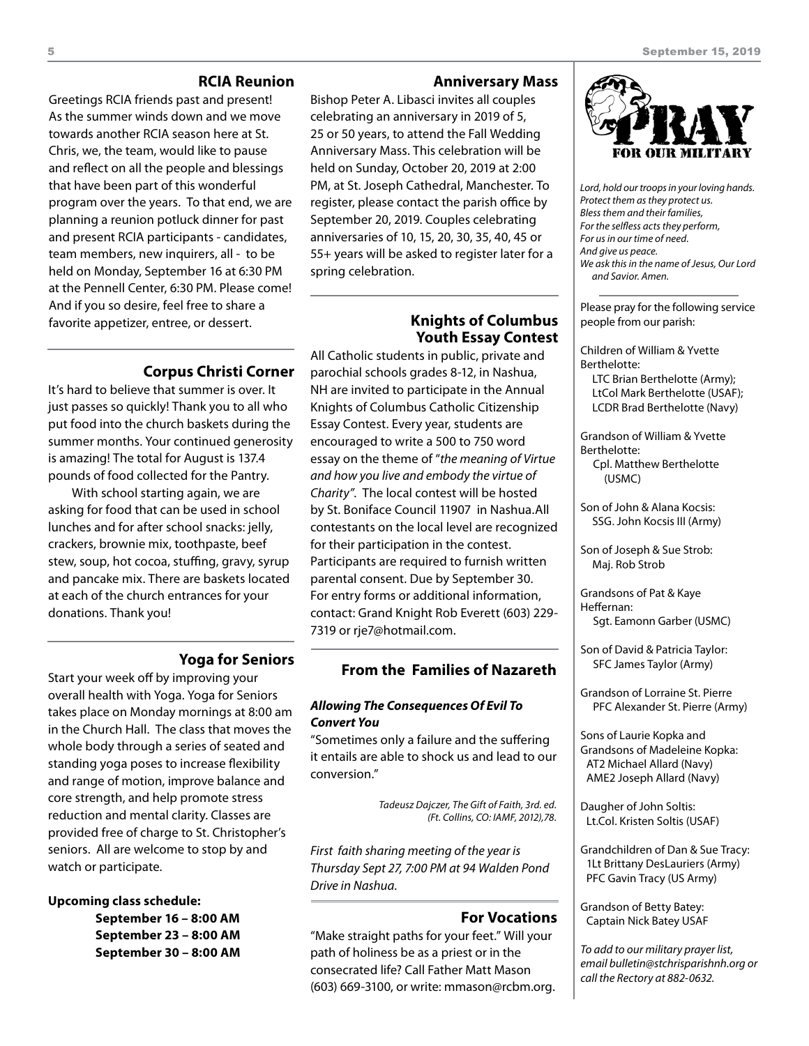## RCIA Reunion

Greetings RCIA friends past and present! As the summer winds down and we move towards another RCIA season here at St. Chris, we, the team, would like to pause and reflect on all the people and blessings that have been part of this wonderful program over the years. To that end, we are planning a reunion potluck dinner for past and present RCIA participants - candidates, team members, new inquirers, all - to be held on Monday, September 16 at 6:30 PM at the Pennell Center, 6:30 PM. Please come! And if you so desire, feel free to share a favorite appetizer, entree, or dessert.

## Corpus Christi Corner

It's hard to believe that summer is over. It just passes so quickly! Thank you to all who put food into the church baskets during the summer months. Your continued generosity is amazing! The total for August is 137.4 pounds of food collected for the Pantry.

With school starting again, we are asking for food that can be used in school lunches and for after school snacks: jelly, crackers, brownie mix, toothpaste, beef stew, soup, hot cocoa, stuffing, gravy, syrup and pancake mix. There are baskets located at each of the church entrances for your donations. Thank you!

## Yoga for Seniors

Start your week off by improving your overall health with Yoga. Yoga for Seniors takes place on Monday mornings at 8:00 am in the Church Hall. The class that moves the whole body through a series of seated and standing yoga poses to increase flexibility and range of motion, improve balance and core strength, and help promote stress reduction and mental clarity. Classes are provided free of charge to St. Christopher's seniors. All are welcome to stop by and watch or participate.

**Upcoming class schedule:**

**September 16 – 8:00 AM**
**September 23 – 8:00 AM**
**September 30 – 8:00 AM**

## Anniversary Mass

Bishop Peter A. Libasci invites all couples celebrating an anniversary in 2019 of 5, 25 or 50 years, to attend the Fall Wedding Anniversary Mass. This celebration will be held on Sunday, October 20, 2019 at 2:00 PM, at St. Joseph Cathedral, Manchester. To register, please contact the parish office by September 20, 2019. Couples celebrating anniversaries of 10, 15, 20, 30, 35, 40, 45 or 55+ years will be asked to register later for a spring celebration.

## Knights of Columbus Youth Essay Contest

All Catholic students in public, private and parochial schools grades 8-12, in Nashua, NH are invited to participate in the Annual Knights of Columbus Catholic Citizenship Essay Contest. Every year, students are encouraged to write a 500 to 750 word essay on the theme of "*the meaning of Virtue and how you live and embody the virtue of Charity"*. The local contest will be hosted by St. Boniface Council 11907 in Nashua.All contestants on the local level are recognized for their participation in the contest. Participants are required to furnish written parental consent. Due by September 30. For entry forms or additional information, contact: Grand Knight Rob Everett (603) 229-7319 or rje7@hotmail.com.

## From the Families of Nazareth

***Allowing The Consequences Of Evil To Convert You***

"Sometimes only a failure and the suffering it entails are able to shock us and lead to our conversion."

*Tadeusz Dajczer, The Gift of Faith, 3rd. ed. (Ft. Collins, CO: IAMF, 2012),78.*

*First faith sharing meeting of the year is Thursday Sept 27, 7:00 PM at 94 Walden Pond Drive in Nashua.*

## For Vocations

"Make straight paths for your feet." Will your path of holiness be as a priest or in the consecrated life? Call Father Matt Mason (603) 669-3100, or write: mmason@rcbm.org.

## PRAY FOR OUR MILITARY

*Lord, hold our troops in your loving hands.*
*Protect them as they protect us.*
*Bless them and their families,*
*For the selfless acts they perform,*
*For us in our time of need.*
*And give us peace.*
*We ask this in the name of Jesus, Our Lord and Savior. Amen.*

Please pray for the following service people from our parish:

Children of William & Yvette Berthelotte:
LTC Brian Berthelotte (Army);
LtCol Mark Berthelotte (USAF);
LCDR Brad Berthelotte (Navy)

Grandson of William & Yvette Berthelotte:
Cpl. Matthew Berthelotte (USMC)

Son of John & Alana Kocsis:
SSG. John Kocsis III (Army)

Son of Joseph & Sue Strob:
Maj. Rob Strob

Grandsons of Pat & Kaye Heffernan:
Sgt. Eamonn Garber (USMC)

Son of David & Patricia Taylor:
SFC James Taylor (Army)

Grandson of Lorraine St. Pierre
PFC Alexander St. Pierre (Army)

Sons of Laurie Kopka and Grandsons of Madeleine Kopka:
AT2 Michael Allard (Navy)
AME2 Joseph Allard (Navy)

Daugher of John Soltis:
Lt.Col. Kristen Soltis (USAF)

Grandchildren of Dan & Sue Tracy:
1Lt Brittany DesLauriers (Army)
PFC Gavin Tracy (US Army)

Grandson of Betty Batey:
Captain Nick Batey USAF

*To add to our military prayer list, email bulletin@stchrisparishnh.org or call the Rectory at 882-0632.*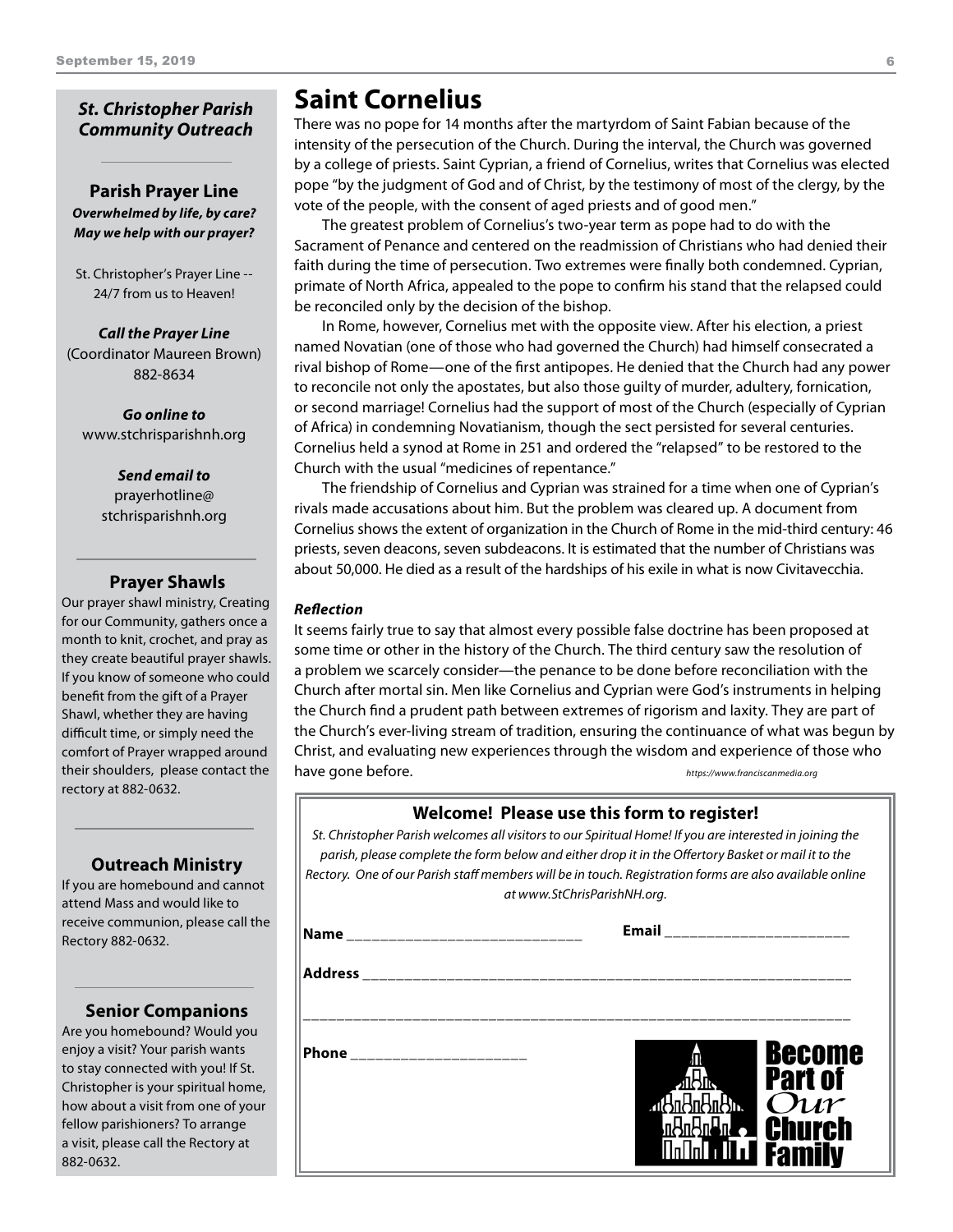## St. Christopher Parish Community Outreach

### Parish Prayer Line

***Overwhelmed by life, by care? May we help with our prayer?***

St. Christopher's Prayer Line -- 24/7 from us to Heaven!

***Call the Prayer Line***
(Coordinator Maureen Brown)
882-8634

***Go online to***
www.stchrisparishnh.org

***Send email to***
prayerhotline@
stchrisparishnh.org

### Prayer Shawls

Our prayer shawl ministry, Creating for our Community, gathers once a month to knit, crochet, and pray as they create beautiful prayer shawls. If you know of someone who could benefit from the gift of a Prayer Shawl, whether they are having difficult time, or simply need the comfort of Prayer wrapped around their shoulders, please contact the rectory at 882-0632.

### Outreach Ministry

If you are homebound and cannot attend Mass and would like to receive communion, please call the Rectory 882-0632.

### Senior Companions

Are you homebound? Would you enjoy a visit? Your parish wants to stay connected with you! If St. Christopher is your spiritual home, how about a visit from one of your fellow parishioners? To arrange a visit, please call the Rectory at 882-0632.

# Saint Cornelius

There was no pope for 14 months after the martyrdom of Saint Fabian because of the intensity of the persecution of the Church. During the interval, the Church was governed by a college of priests. Saint Cyprian, a friend of Cornelius, writes that Cornelius was elected pope "by the judgment of God and of Christ, by the testimony of most of the clergy, by the vote of the people, with the consent of aged priests and of good men."

The greatest problem of Cornelius's two-year term as pope had to do with the Sacrament of Penance and centered on the readmission of Christians who had denied their faith during the time of persecution. Two extremes were finally both condemned. Cyprian, primate of North Africa, appealed to the pope to confirm his stand that the relapsed could be reconciled only by the decision of the bishop.

In Rome, however, Cornelius met with the opposite view. After his election, a priest named Novatian (one of those who had governed the Church) had himself consecrated a rival bishop of Rome—one of the first antipopes. He denied that the Church had any power to reconcile not only the apostates, but also those guilty of murder, adultery, fornication, or second marriage! Cornelius had the support of most of the Church (especially of Cyprian of Africa) in condemning Novatianism, though the sect persisted for several centuries. Cornelius held a synod at Rome in 251 and ordered the "relapsed" to be restored to the Church with the usual "medicines of repentance."

The friendship of Cornelius and Cyprian was strained for a time when one of Cyprian's rivals made accusations about him. But the problem was cleared up. A document from Cornelius shows the extent of organization in the Church of Rome in the mid-third century: 46 priests, seven deacons, seven subdeacons. It is estimated that the number of Christians was about 50,000. He died as a result of the hardships of his exile in what is now Civitavecchia.

***Reflection***

It seems fairly true to say that almost every possible false doctrine has been proposed at some time or other in the history of the Church. The third century saw the resolution of a problem we scarcely consider—the penance to be done before reconciliation with the Church after mortal sin. Men like Cornelius and Cyprian were God's instruments in helping the Church find a prudent path between extremes of rigorism and laxity. They are part of the Church's ever-living stream of tradition, ensuring the continuance of what was begun by Christ, and evaluating new experiences through the wisdom and experience of those who have gone before.

*https://www.franciscanmedia.org*

### Welcome! Please use this form to register!

*St. Christopher Parish welcomes all visitors to our Spiritual Home! If you are interested in joining the parish, please complete the form below and either drop it in the Offertory Basket or mail it to the Rectory. One of our Parish staff members will be in touch. Registration forms are also available online at www.StChrisParishNH.org.*

**Name** ____________________________ **Email** ______________________

**Address** ____________________________________________________________

_______________________________________________________________________

**Phone** _____________________

**Become Part of *Our* Church Family**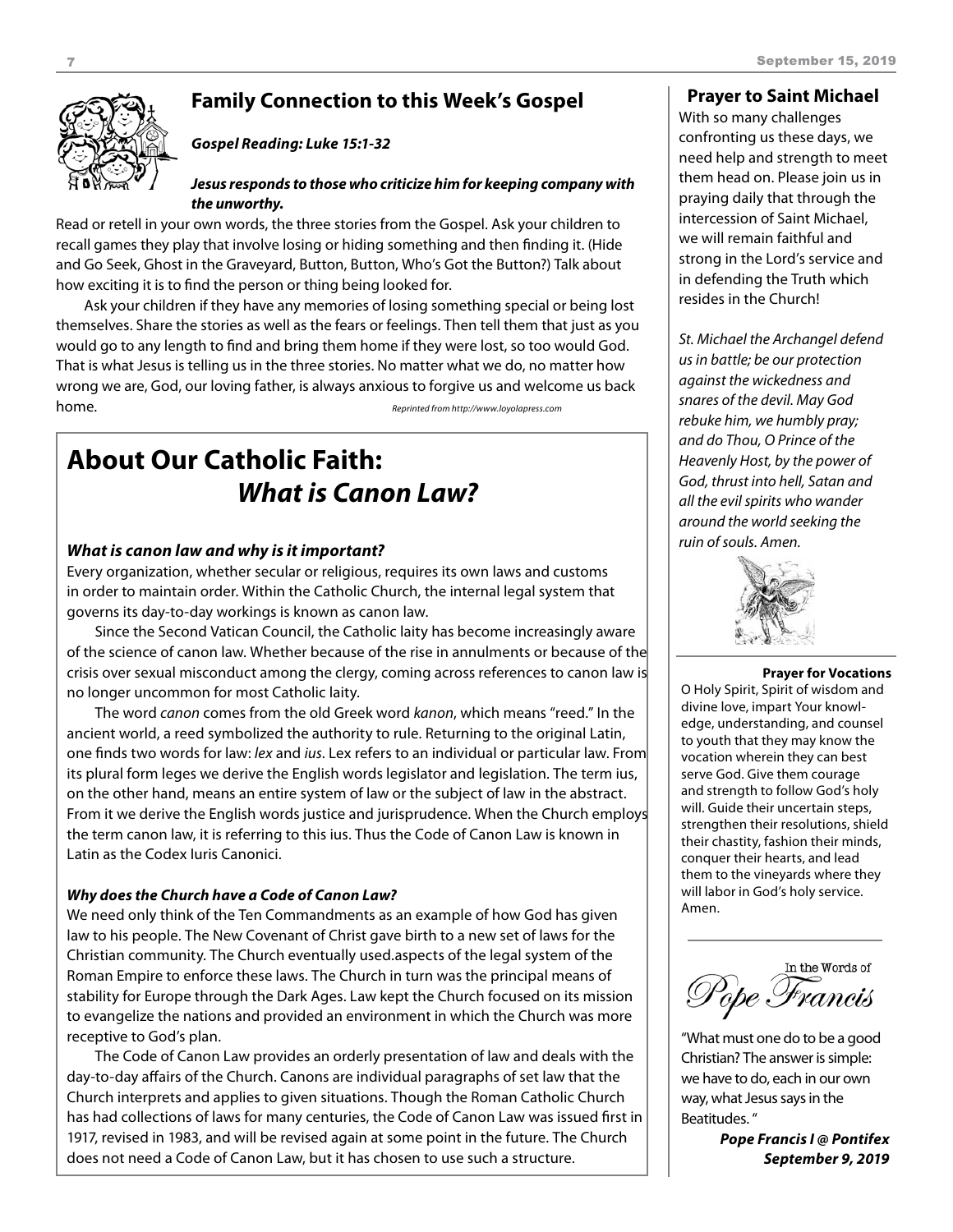## Family Connection to this Week's Gospel

***Gospel Reading: Luke 15:1-32***

***Jesus responds to those who criticize him for keeping company with the unworthy.***

Read or retell in your own words, the three stories from the Gospel. Ask your children to recall games they play that involve losing or hiding something and then finding it. (Hide and Go Seek, Ghost in the Graveyard, Button, Button, Who's Got the Button?) Talk about how exciting it is to find the person or thing being looked for.

Ask your children if they have any memories of losing something special or being lost themselves. Share the stories as well as the fears or feelings. Then tell them that just as you would go to any length to find and bring them home if they were lost, so too would God. That is what Jesus is telling us in the three stories. No matter what we do, no matter how wrong we are, God, our loving father, is always anxious to forgive us and welcome us back home.

*Reprinted from http://www.loyolapress.com*

# About Our Catholic Faith: *What is Canon Law?*

***What is canon law and why is it important?***

Every organization, whether secular or religious, requires its own laws and customs in order to maintain order. Within the Catholic Church, the internal legal system that governs its day-to-day workings is known as canon law.

Since the Second Vatican Council, the Catholic laity has become increasingly aware of the science of canon law. Whether because of the rise in annulments or because of the crisis over sexual misconduct among the clergy, coming across references to canon law is no longer uncommon for most Catholic laity.

The word *canon* comes from the old Greek word *kanon*, which means "reed." In the ancient world, a reed symbolized the authority to rule. Returning to the original Latin, one finds two words for law: *lex* and *ius*. Lex refers to an individual or particular law. From its plural form leges we derive the English words legislator and legislation. The term ius, on the other hand, means an entire system of law or the subject of law in the abstract. From it we derive the English words justice and jurisprudence. When the Church employs the term canon law, it is referring to this ius. Thus the Code of Canon Law is known in Latin as the Codex Iuris Canonici.

***Why does the Church have a Code of Canon Law?***

We need only think of the Ten Commandments as an example of how God has given law to his people. The New Covenant of Christ gave birth to a new set of laws for the Christian community. The Church eventually used.aspects of the legal system of the Roman Empire to enforce these laws. The Church in turn was the principal means of stability for Europe through the Dark Ages. Law kept the Church focused on its mission to evangelize the nations and provided an environment in which the Church was more receptive to God's plan.

The Code of Canon Law provides an orderly presentation of law and deals with the day-to-day affairs of the Church. Canons are individual paragraphs of set law that the Church interprets and applies to given situations. Though the Roman Catholic Church has had collections of laws for many centuries, the Code of Canon Law was issued first in 1917, revised in 1983, and will be revised again at some point in the future. The Church does not need a Code of Canon Law, but it has chosen to use such a structure.

## Prayer to Saint Michael

With so many challenges confronting us these days, we need help and strength to meet them head on. Please join us in praying daily that through the intercession of Saint Michael, we will remain faithful and strong in the Lord's service and in defending the Truth which resides in the Church!

*St. Michael the Archangel defend us in battle; be our protection against the wickedness and snares of the devil. May God rebuke him, we humbly pray; and do Thou, O Prince of the Heavenly Host, by the power of God, thrust into hell, Satan and all the evil spirits who wander around the world seeking the ruin of souls. Amen.*

**Prayer for Vocations**

O Holy Spirit, Spirit of wisdom and divine love, impart Your knowledge, understanding, and counsel to youth that they may know the vocation wherein they can best serve God. Give them courage and strength to follow God's holy will. Guide their uncertain steps, strengthen their resolutions, shield their chastity, fashion their minds, conquer their hearts, and lead them to the vineyards where they will labor in God's holy service. Amen.

In the Words of Pope Francis

"What must one do to be a good Christian? The answer is simple: we have to do, each in our own way, what Jesus says in the Beatitudes. "

***Pope Francis I @ Pontifex***
***September 9, 2019***